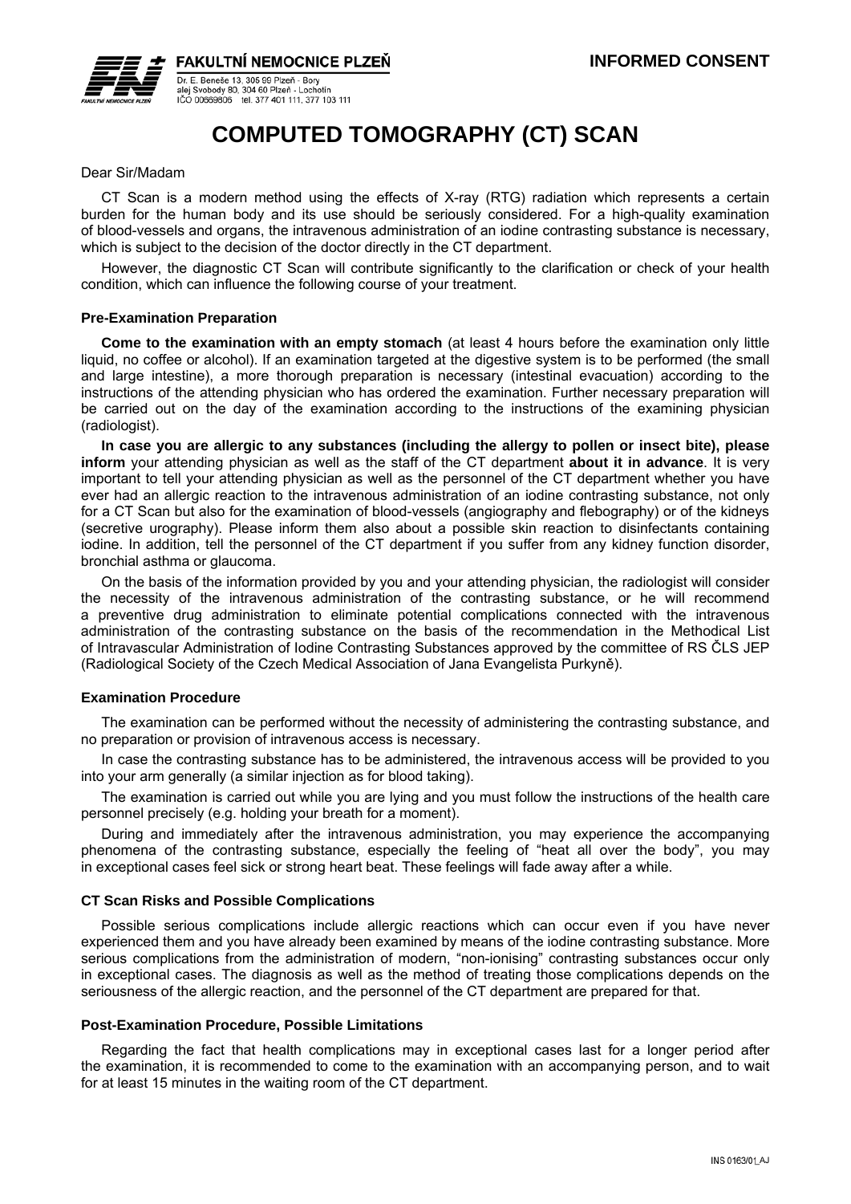**FAKULTNÍ NEMOCNICE PLZEŇ**

Dr. E. Beneše 13, 305 99 Plzeň - Bory
alej Svobody 80, 304 60 Plzeň - Lochotín
IČO 00669806 tel. 377 401 111, 377 103 111

**INFORMED CONSENT**

# COMPUTED TOMOGRAPHY (CT) SCAN

Dear Sir/Madam

CT Scan is a modern method using the effects of X-ray (RTG) radiation which represents a certain burden for the human body and its use should be seriously considered. For a high-quality examination of blood-vessels and organs, the intravenous administration of an iodine contrasting substance is necessary, which is subject to the decision of the doctor directly in the CT department.

However, the diagnostic CT Scan will contribute significantly to the clarification or check of your health condition, which can influence the following course of your treatment.

### Pre-Examination Preparation

**Come to the examination with an empty stomach** (at least 4 hours before the examination only little liquid, no coffee or alcohol). If an examination targeted at the digestive system is to be performed (the small and large intestine), a more thorough preparation is necessary (intestinal evacuation) according to the instructions of the attending physician who has ordered the examination. Further necessary preparation will be carried out on the day of the examination according to the instructions of the examining physician (radiologist).

**In case you are allergic to any substances (including the allergy to pollen or insect bite), please inform** your attending physician as well as the staff of the CT department **about it in advance**. It is very important to tell your attending physician as well as the personnel of the CT department whether you have ever had an allergic reaction to the intravenous administration of an iodine contrasting substance, not only for a CT Scan but also for the examination of blood-vessels (angiography and flebography) or of the kidneys (secretive urography). Please inform them also about a possible skin reaction to disinfectants containing iodine. In addition, tell the personnel of the CT department if you suffer from any kidney function disorder, bronchial asthma or glaucoma.

On the basis of the information provided by you and your attending physician, the radiologist will consider the necessity of the intravenous administration of the contrasting substance, or he will recommend a preventive drug administration to eliminate potential complications connected with the intravenous administration of the contrasting substance on the basis of the recommendation in the Methodical List of Intravascular Administration of Iodine Contrasting Substances approved by the committee of RS ČLS JEP (Radiological Society of the Czech Medical Association of Jana Evangelista Purkyně).

### Examination Procedure

The examination can be performed without the necessity of administering the contrasting substance, and no preparation or provision of intravenous access is necessary.

In case the contrasting substance has to be administered, the intravenous access will be provided to you into your arm generally (a similar injection as for blood taking).

The examination is carried out while you are lying and you must follow the instructions of the health care personnel precisely (e.g. holding your breath for a moment).

During and immediately after the intravenous administration, you may experience the accompanying phenomena of the contrasting substance, especially the feeling of “heat all over the body”, you may in exceptional cases feel sick or strong heart beat. These feelings will fade away after a while.

### CT Scan Risks and Possible Complications

Possible serious complications include allergic reactions which can occur even if you have never experienced them and you have already been examined by means of the iodine contrasting substance. More serious complications from the administration of modern, “non-ionising” contrasting substances occur only in exceptional cases. The diagnosis as well as the method of treating those complications depends on the seriousness of the allergic reaction, and the personnel of the CT department are prepared for that.

### Post-Examination Procedure, Possible Limitations

Regarding the fact that health complications may in exceptional cases last for a longer period after the examination, it is recommended to come to the examination with an accompanying person, and to wait for at least 15 minutes in the waiting room of the CT department.

INS 0163/01_AJ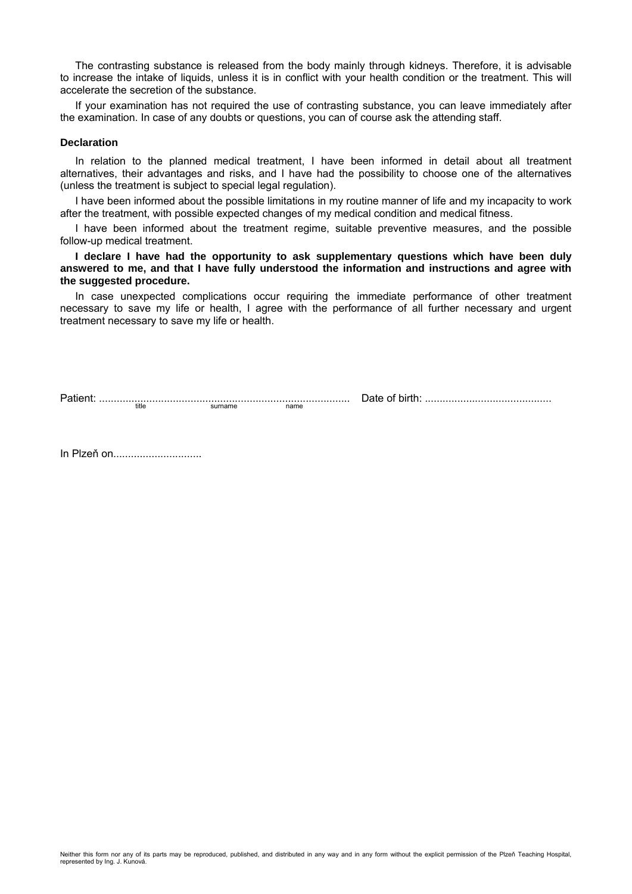The contrasting substance is released from the body mainly through kidneys. Therefore, it is advisable to increase the intake of liquids, unless it is in conflict with your health condition or the treatment. This will accelerate the secretion of the substance.

If your examination has not required the use of contrasting substance, you can leave immediately after the examination. In case of any doubts or questions, you can of course ask the attending staff.

**Declaration**

In relation to the planned medical treatment, I have been informed in detail about all treatment alternatives, their advantages and risks, and I have had the possibility to choose one of the alternatives (unless the treatment is subject to special legal regulation).

I have been informed about the possible limitations in my routine manner of life and my incapacity to work after the treatment, with possible expected changes of my medical condition and medical fitness.

I have been informed about the treatment regime, suitable preventive measures, and the possible follow-up medical treatment.

**I declare I have had the opportunity to ask supplementary questions which have been duly answered to me, and that I have fully understood the information and instructions and agree with the suggested procedure.**

In case unexpected complications occur requiring the immediate performance of other treatment necessary to save my life or health, I agree with the performance of all further necessary and urgent treatment necessary to save my life or health.

Patient: ....................................................................................... Date of birth: ..........................................
title surname name

In Plzeň on.............................

Neither this form nor any of its parts may be reproduced, published, and distributed in any way and in any form without the explicit permission of the Plzeň Teaching Hospital, represented by Ing. J. Kunová.